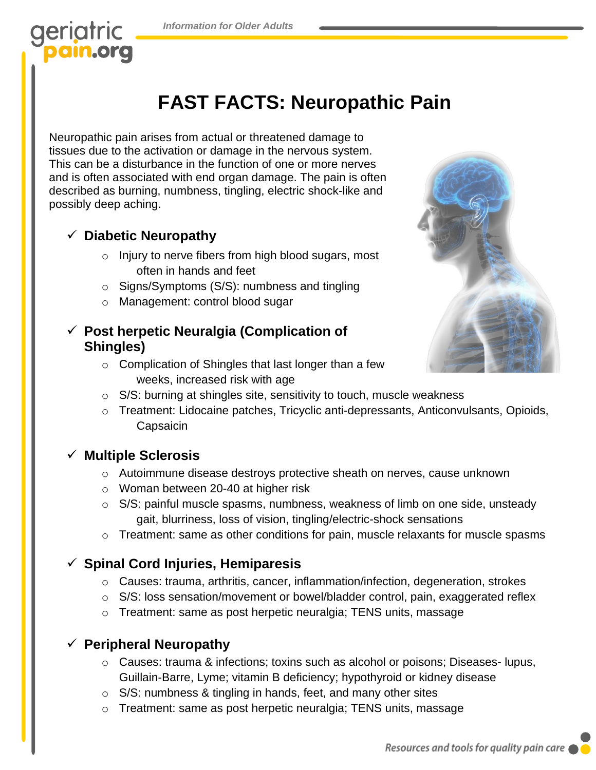# FAST FACTS: Neuropathic Pain

Neuropathic pain arises from actual or threatened damage to tissues due to the activation or damage in the nervous system. This can be a disturbance in the function of one or more nerves and is often associated with end organ damage. The pain is often described as burning, numbness, tingling, electric shock-like and possibly deep aching.

- ✓ **Diabetic Neuropathy**
  - Injury to nerve fibers from high blood sugars, most often in hands and feet
  - Signs/Symptoms (S/S): numbness and tingling
  - Management: control blood sugar

- ✓ **Post herpetic Neuralgia (Complication of Shingles)**
  - Complication of Shingles that last longer than a few weeks, increased risk with age
  - S/S: burning at shingles site, sensitivity to touch, muscle weakness
  - Treatment: Lidocaine patches, Tricyclic anti-depressants, Anticonvulsants, Opioids, Capsaicin

- ✓ **Multiple Sclerosis**
  - Autoimmune disease destroys protective sheath on nerves, cause unknown
  - Woman between 20-40 at higher risk
  - S/S: painful muscle spasms, numbness, weakness of limb on one side, unsteady gait, blurriness, loss of vision, tingling/electric-shock sensations
  - Treatment: same as other conditions for pain, muscle relaxants for muscle spasms

- ✓ **Spinal Cord Injuries, Hemiparesis**
  - Causes: trauma, arthritis, cancer, inflammation/infection, degeneration, strokes
  - S/S: loss sensation/movement or bowel/bladder control, pain, exaggerated reflex
  - Treatment: same as post herpetic neuralgia; TENS units, massage

- ✓ **Peripheral Neuropathy**
  - Causes: trauma & infections; toxins such as alcohol or poisons; Diseases- lupus, Guillain-Barre, Lyme; vitamin B deficiency; hypothyroid or kidney disease
  - S/S: numbness & tingling in hands, feet, and many other sites
  - Treatment: same as post herpetic neuralgia; TENS units, massage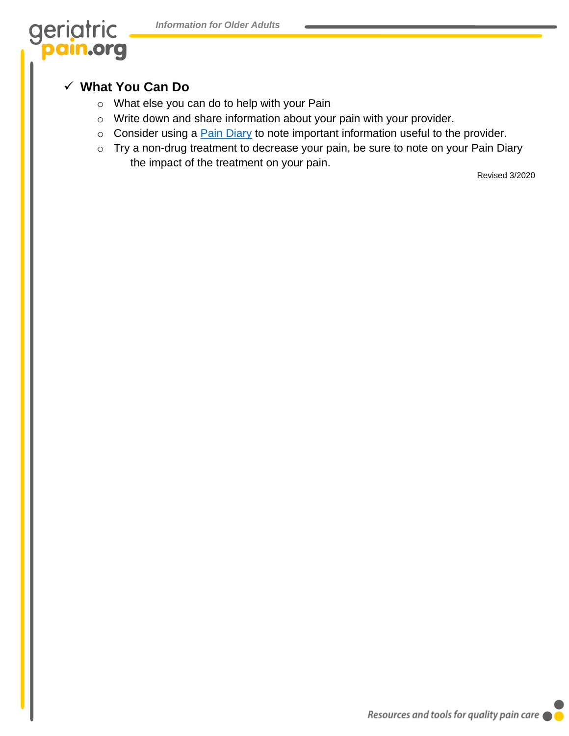- ✓ **What You Can Do**
  - What else you can do to help with your Pain
  - Write down and share information about your pain with your provider.
  - Consider using a Pain Diary to note important information useful to the provider.
  - Try a non-drug treatment to decrease your pain, be sure to note on your Pain Diary the impact of the treatment on your pain.

Revised 3/2020